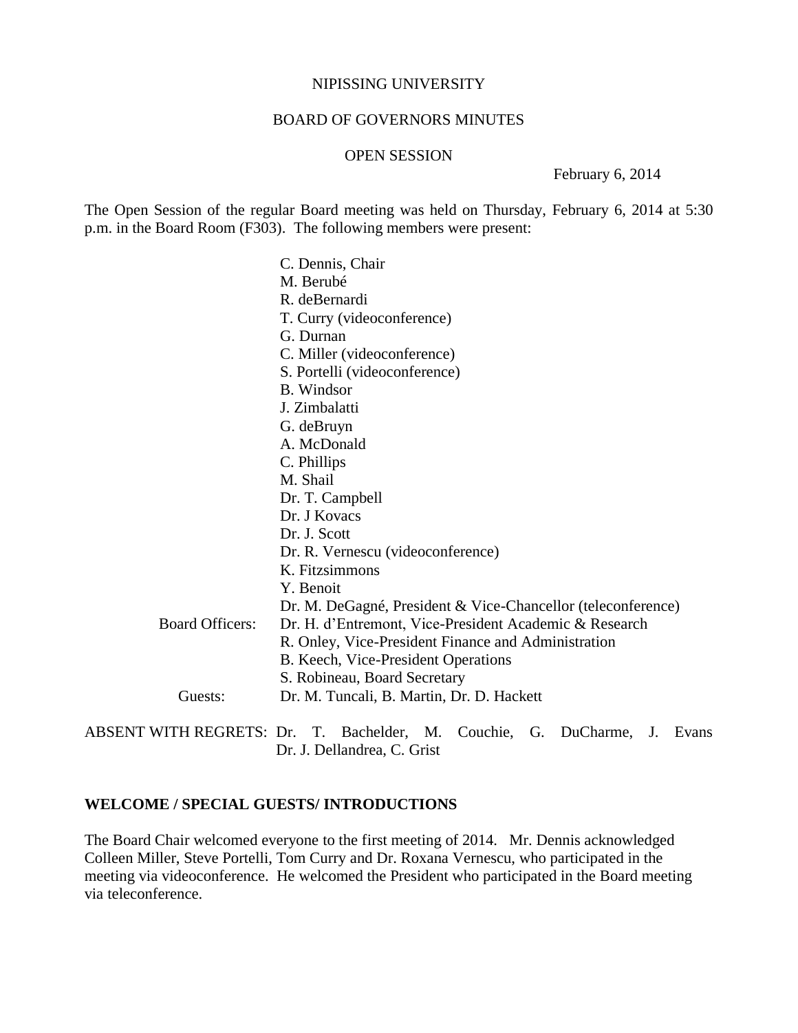NIPISSING UNIVERSITY

BOARD OF GOVERNORS MINUTES

OPEN SESSION

February 6, 2014

The Open Session of the regular Board meeting was held on Thursday, February 6, 2014 at 5:30 p.m. in the Board Room (F303). The following members were present:

C. Dennis, Chair
M. Berubé
R. deBernardi
T. Curry (videoconference)
G. Durnan
C. Miller (videoconference)
S. Portelli (videoconference)
B. Windsor
J. Zimbalatti
G. deBruyn
A. McDonald
C. Phillips
M. Shail
Dr. T. Campbell
Dr. J Kovacs
Dr. J. Scott
Dr. R. Vernescu (videoconference)
K. Fitzsimmons
Y. Benoit
Dr. M. DeGagné, President & Vice-Chancellor (teleconference)

Board Officers: Dr. H. d'Entremont, Vice-President Academic & Research
R. Onley, Vice-President Finance and Administration
B. Keech, Vice-President Operations
S. Robineau, Board Secretary

Guests: Dr. M. Tuncali, B. Martin, Dr. D. Hackett

ABSENT WITH REGRETS: Dr. T. Bachelder, M. Couchie, G. DuCharme, J. Evans Dr. J. Dellandrea, C. Grist

## WELCOME / SPECIAL GUESTS/ INTRODUCTIONS

The Board Chair welcomed everyone to the first meeting of 2014. Mr. Dennis acknowledged Colleen Miller, Steve Portelli, Tom Curry and Dr. Roxana Vernescu, who participated in the meeting via videoconference. He welcomed the President who participated in the Board meeting via teleconference.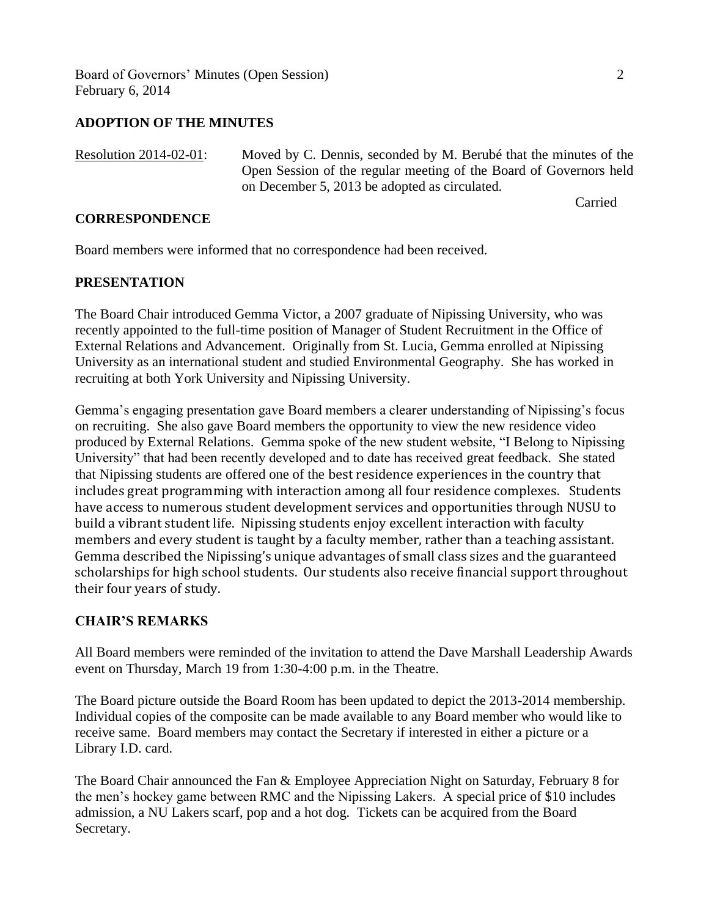## ADOPTION OF THE MINUTES

Resolution 2014-02-01: Moved by C. Dennis, seconded by M. Berubé that the minutes of the Open Session of the regular meeting of the Board of Governors held on December 5, 2013 be adopted as circulated.

Carried

## CORRESPONDENCE

Board members were informed that no correspondence had been received.

## PRESENTATION

The Board Chair introduced Gemma Victor, a 2007 graduate of Nipissing University, who was recently appointed to the full-time position of Manager of Student Recruitment in the Office of External Relations and Advancement. Originally from St. Lucia, Gemma enrolled at Nipissing University as an international student and studied Environmental Geography. She has worked in recruiting at both York University and Nipissing University.

Gemma's engaging presentation gave Board members a clearer understanding of Nipissing's focus on recruiting. She also gave Board members the opportunity to view the new residence video produced by External Relations. Gemma spoke of the new student website, "I Belong to Nipissing University" that had been recently developed and to date has received great feedback. She stated that Nipissing students are offered one of the best residence experiences in the country that includes great programming with interaction among all four residence complexes. Students have access to numerous student development services and opportunities through NUSU to build a vibrant student life. Nipissing students enjoy excellent interaction with faculty members and every student is taught by a faculty member, rather than a teaching assistant. Gemma described the Nipissing's unique advantages of small class sizes and the guaranteed scholarships for high school students. Our students also receive financial support throughout their four years of study.

## CHAIR'S REMARKS

All Board members were reminded of the invitation to attend the Dave Marshall Leadership Awards event on Thursday, March 19 from 1:30-4:00 p.m. in the Theatre.

The Board picture outside the Board Room has been updated to depict the 2013-2014 membership. Individual copies of the composite can be made available to any Board member who would like to receive same. Board members may contact the Secretary if interested in either a picture or a Library I.D. card.

The Board Chair announced the Fan & Employee Appreciation Night on Saturday, February 8 for the men's hockey game between RMC and the Nipissing Lakers. A special price of $10 includes admission, a NU Lakers scarf, pop and a hot dog. Tickets can be acquired from the Board Secretary.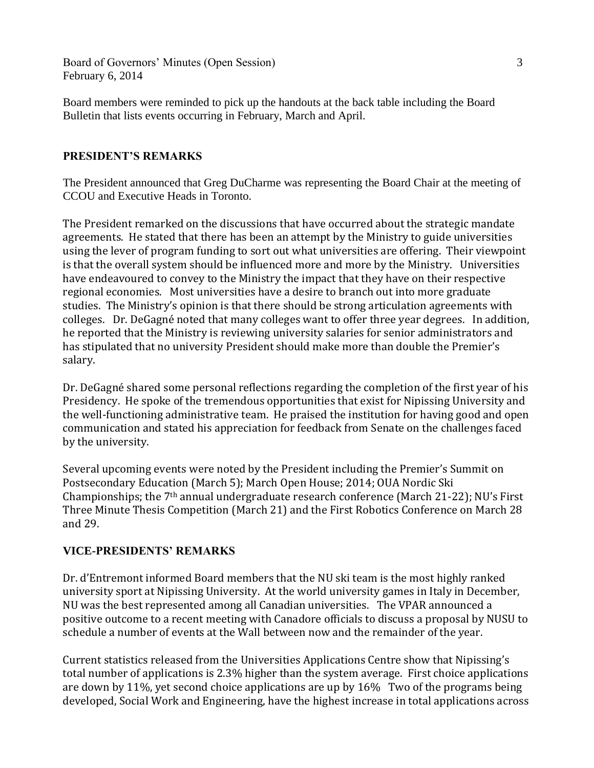Board members were reminded to pick up the handouts at the back table including the Board Bulletin that lists events occurring in February, March and April.

## PRESIDENT'S REMARKS

The President announced that Greg DuCharme was representing the Board Chair at the meeting of CCOU and Executive Heads in Toronto.

The President remarked on the discussions that have occurred about the strategic mandate agreements. He stated that there has been an attempt by the Ministry to guide universities using the lever of program funding to sort out what universities are offering. Their viewpoint is that the overall system should be influenced more and more by the Ministry. Universities have endeavoured to convey to the Ministry the impact that they have on their respective regional economies. Most universities have a desire to branch out into more graduate studies. The Ministry's opinion is that there should be strong articulation agreements with colleges. Dr. DeGagné noted that many colleges want to offer three year degrees. In addition, he reported that the Ministry is reviewing university salaries for senior administrators and has stipulated that no university President should make more than double the Premier's salary.

Dr. DeGagné shared some personal reflections regarding the completion of the first year of his Presidency. He spoke of the tremendous opportunities that exist for Nipissing University and the well-functioning administrative team. He praised the institution for having good and open communication and stated his appreciation for feedback from Senate on the challenges faced by the university.

Several upcoming events were noted by the President including the Premier's Summit on Postsecondary Education (March 5); March Open House; 2014; OUA Nordic Ski Championships; the 7th annual undergraduate research conference (March 21-22); NU's First Three Minute Thesis Competition (March 21) and the First Robotics Conference on March 28 and 29.

## VICE-PRESIDENTS' REMARKS

Dr. d'Entremont informed Board members that the NU ski team is the most highly ranked university sport at Nipissing University. At the world university games in Italy in December, NU was the best represented among all Canadian universities. The VPAR announced a positive outcome to a recent meeting with Canadore officials to discuss a proposal by NUSU to schedule a number of events at the Wall between now and the remainder of the year.

Current statistics released from the Universities Applications Centre show that Nipissing's total number of applications is 2.3% higher than the system average. First choice applications are down by 11%, yet second choice applications are up by 16% Two of the programs being developed, Social Work and Engineering, have the highest increase in total applications across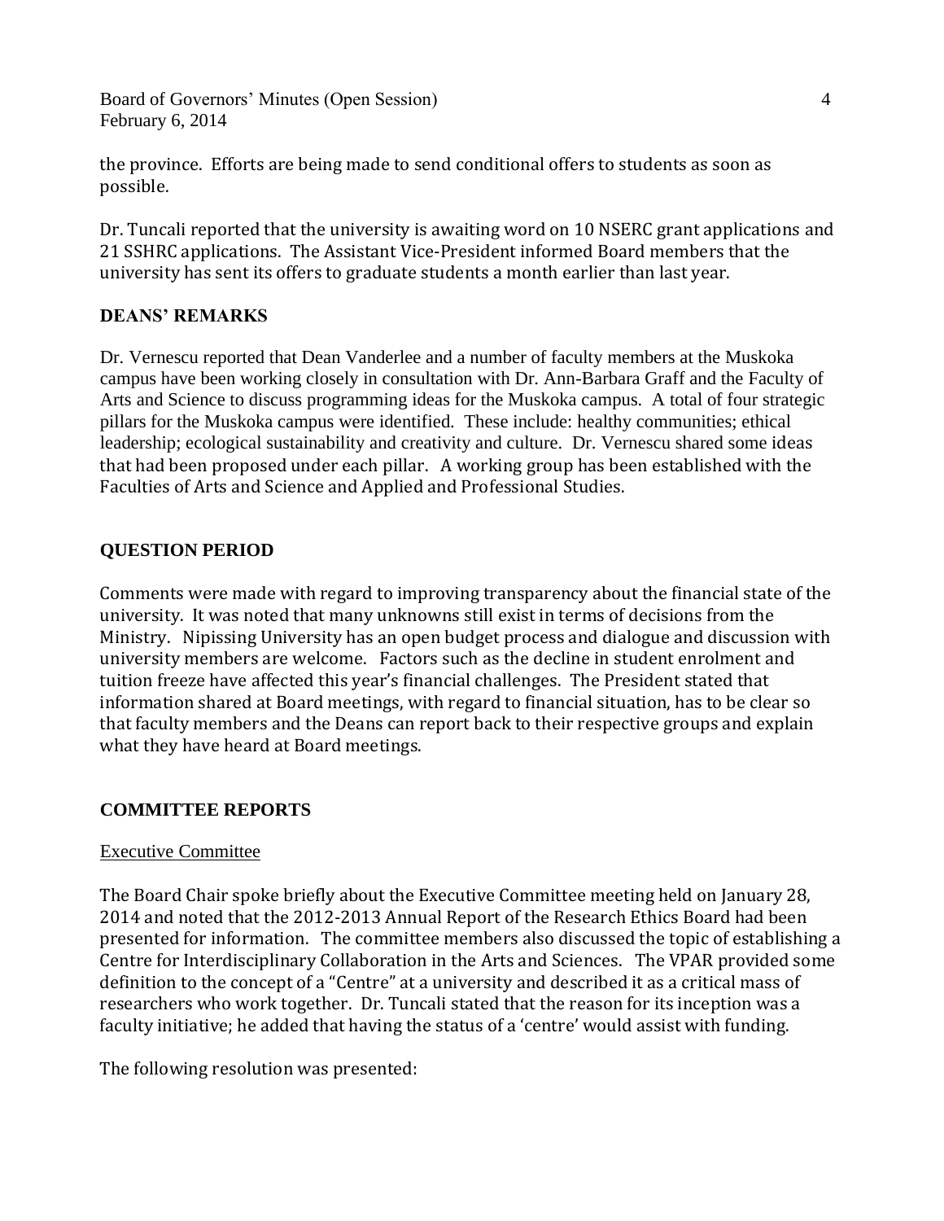the province. Efforts are being made to send conditional offers to students as soon as possible.

Dr. Tuncali reported that the university is awaiting word on 10 NSERC grant applications and 21 SSHRC applications. The Assistant Vice-President informed Board members that the university has sent its offers to graduate students a month earlier than last year.

## DEANS' REMARKS

Dr. Vernescu reported that Dean Vanderlee and a number of faculty members at the Muskoka campus have been working closely in consultation with Dr. Ann-Barbara Graff and the Faculty of Arts and Science to discuss programming ideas for the Muskoka campus. A total of four strategic pillars for the Muskoka campus were identified. These include: healthy communities; ethical leadership; ecological sustainability and creativity and culture. Dr. Vernescu shared some ideas that had been proposed under each pillar. A working group has been established with the Faculties of Arts and Science and Applied and Professional Studies.

## QUESTION PERIOD

Comments were made with regard to improving transparency about the financial state of the university. It was noted that many unknowns still exist in terms of decisions from the Ministry. Nipissing University has an open budget process and dialogue and discussion with university members are welcome. Factors such as the decline in student enrolment and tuition freeze have affected this year's financial challenges. The President stated that information shared at Board meetings, with regard to financial situation, has to be clear so that faculty members and the Deans can report back to their respective groups and explain what they have heard at Board meetings.

## COMMITTEE REPORTS

### Executive Committee

The Board Chair spoke briefly about the Executive Committee meeting held on January 28, 2014 and noted that the 2012-2013 Annual Report of the Research Ethics Board had been presented for information. The committee members also discussed the topic of establishing a Centre for Interdisciplinary Collaboration in the Arts and Sciences. The VPAR provided some definition to the concept of a "Centre" at a university and described it as a critical mass of researchers who work together. Dr. Tuncali stated that the reason for its inception was a faculty initiative; he added that having the status of a 'centre' would assist with funding.

The following resolution was presented: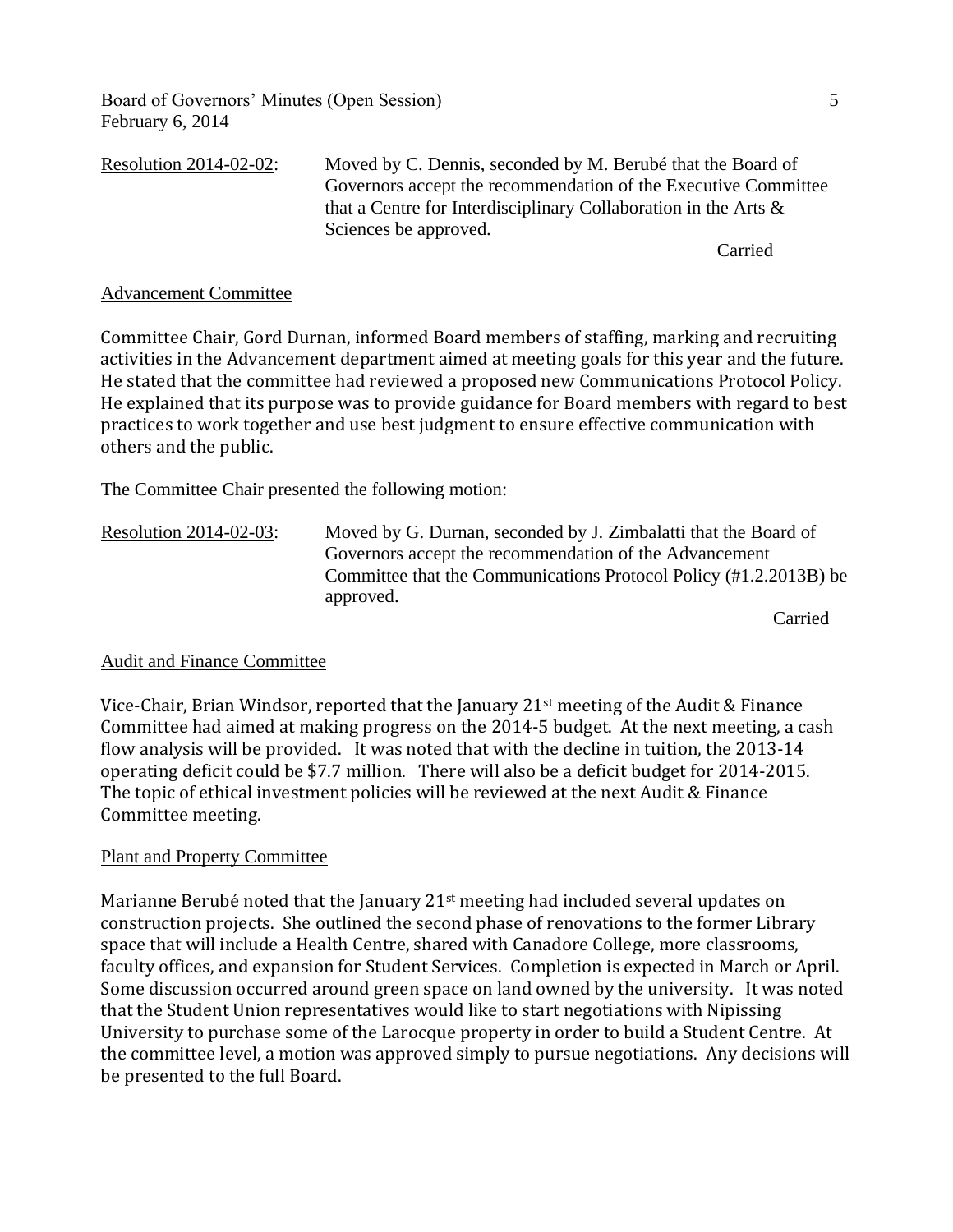Resolution 2014-02-02: Moved by C. Dennis, seconded by M. Berubé that the Board of Governors accept the recommendation of the Executive Committee that a Centre for Interdisciplinary Collaboration in the Arts & Sciences be approved.

Carried

## Advancement Committee

Committee Chair, Gord Durnan, informed Board members of staffing, marking and recruiting activities in the Advancement department aimed at meeting goals for this year and the future. He stated that the committee had reviewed a proposed new Communications Protocol Policy. He explained that its purpose was to provide guidance for Board members with regard to best practices to work together and use best judgment to ensure effective communication with others and the public.

The Committee Chair presented the following motion:

Resolution 2014-02-03: Moved by G. Durnan, seconded by J. Zimbalatti that the Board of Governors accept the recommendation of the Advancement Committee that the Communications Protocol Policy (#1.2.2013B) be approved.

Carried

## Audit and Finance Committee

Vice-Chair, Brian Windsor, reported that the January 21st meeting of the Audit & Finance Committee had aimed at making progress on the 2014-5 budget. At the next meeting, a cash flow analysis will be provided. It was noted that with the decline in tuition, the 2013-14 operating deficit could be $7.7 million. There will also be a deficit budget for 2014-2015. The topic of ethical investment policies will be reviewed at the next Audit & Finance Committee meeting.

## Plant and Property Committee

Marianne Berubé noted that the January 21st meeting had included several updates on construction projects. She outlined the second phase of renovations to the former Library space that will include a Health Centre, shared with Canadore College, more classrooms, faculty offices, and expansion for Student Services. Completion is expected in March or April. Some discussion occurred around green space on land owned by the university. It was noted that the Student Union representatives would like to start negotiations with Nipissing University to purchase some of the Larocque property in order to build a Student Centre. At the committee level, a motion was approved simply to pursue negotiations. Any decisions will be presented to the full Board.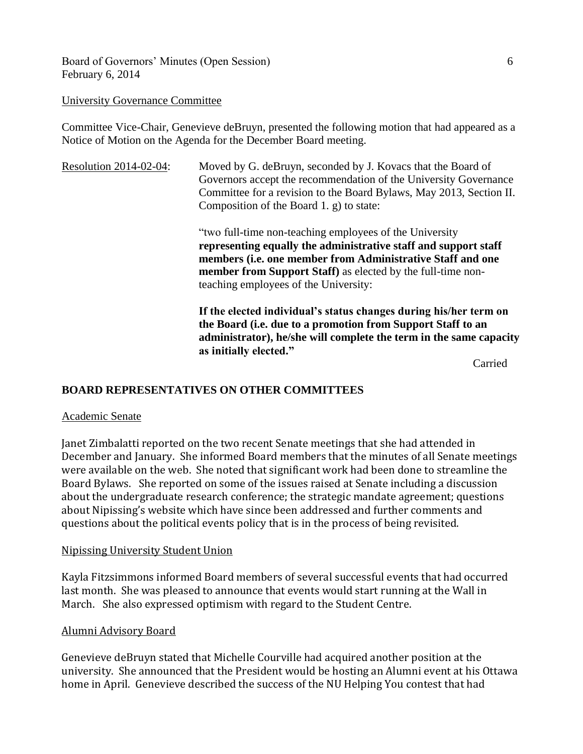University Governance Committee

Committee Vice-Chair, Genevieve deBruyn, presented the following motion that had appeared as a Notice of Motion on the Agenda for the December Board meeting.

Resolution 2014-02-04: Moved by G. deBruyn, seconded by J. Kovacs that the Board of Governors accept the recommendation of the University Governance Committee for a revision to the Board Bylaws, May 2013, Section II. Composition of the Board 1. g) to state:

"two full-time non-teaching employees of the University **representing equally the administrative staff and support staff members (i.e. one member from Administrative Staff and one member from Support Staff)** as elected by the full-time non-teaching employees of the University:

**If the elected individual's status changes during his/her term on the Board (i.e. due to a promotion from Support Staff to an administrator), he/she will complete the term in the same capacity as initially elected."**

Carried

## BOARD REPRESENTATIVES ON OTHER COMMITTEES

Academic Senate

Janet Zimbalatti reported on the two recent Senate meetings that she had attended in December and January. She informed Board members that the minutes of all Senate meetings were available on the web. She noted that significant work had been done to streamline the Board Bylaws. She reported on some of the issues raised at Senate including a discussion about the undergraduate research conference; the strategic mandate agreement; questions about Nipissing's website which have since been addressed and further comments and questions about the political events policy that is in the process of being revisited.

Nipissing University Student Union

Kayla Fitzsimmons informed Board members of several successful events that had occurred last month. She was pleased to announce that events would start running at the Wall in March. She also expressed optimism with regard to the Student Centre.

Alumni Advisory Board

Genevieve deBruyn stated that Michelle Courville had acquired another position at the university. She announced that the President would be hosting an Alumni event at his Ottawa home in April. Genevieve described the success of the NU Helping You contest that had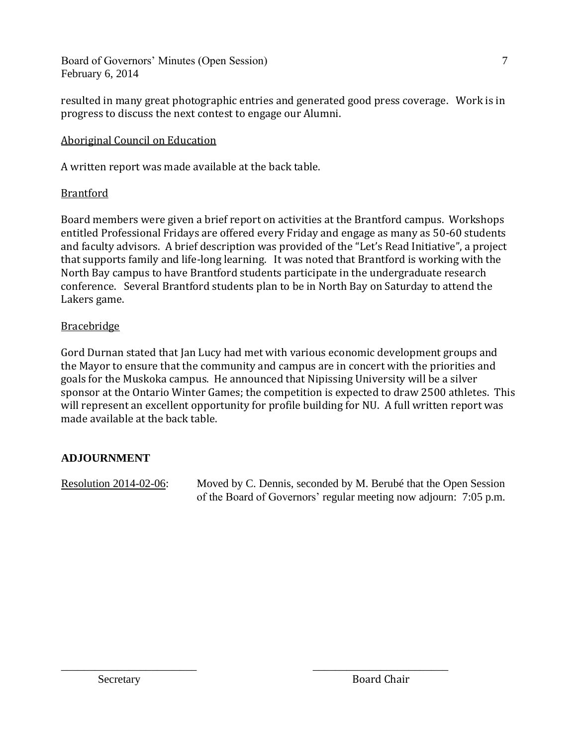resulted in many great photographic entries and generated good press coverage. Work is in progress to discuss the next contest to engage our Alumni.

Aboriginal Council on Education

A written report was made available at the back table.

Brantford

Board members were given a brief report on activities at the Brantford campus. Workshops entitled Professional Fridays are offered every Friday and engage as many as 50-60 students and faculty advisors. A brief description was provided of the "Let's Read Initiative", a project that supports family and life-long learning. It was noted that Brantford is working with the North Bay campus to have Brantford students participate in the undergraduate research conference. Several Brantford students plan to be in North Bay on Saturday to attend the Lakers game.

Bracebridge

Gord Durnan stated that Jan Lucy had met with various economic development groups and the Mayor to ensure that the community and campus are in concert with the priorities and goals for the Muskoka campus. He announced that Nipissing University will be a silver sponsor at the Ontario Winter Games; the competition is expected to draw 2500 athletes. This will represent an excellent opportunity for profile building for NU. A full written report was made available at the back table.

**ADJOURNMENT**

Resolution 2014-02-06: Moved by C. Dennis, seconded by M. Berubé that the Open Session of the Board of Governors' regular meeting now adjourn: 7:05 p.m.

\_\_\_\_\_\_\_\_\_\_\_\_\_\_\_\_\_\_\_\_\_\_\_\_\_\_\_
Secretary

\_\_\_\_\_\_\_\_\_\_\_\_\_\_\_\_\_\_\_\_\_\_\_\_\_\_\_
Board Chair